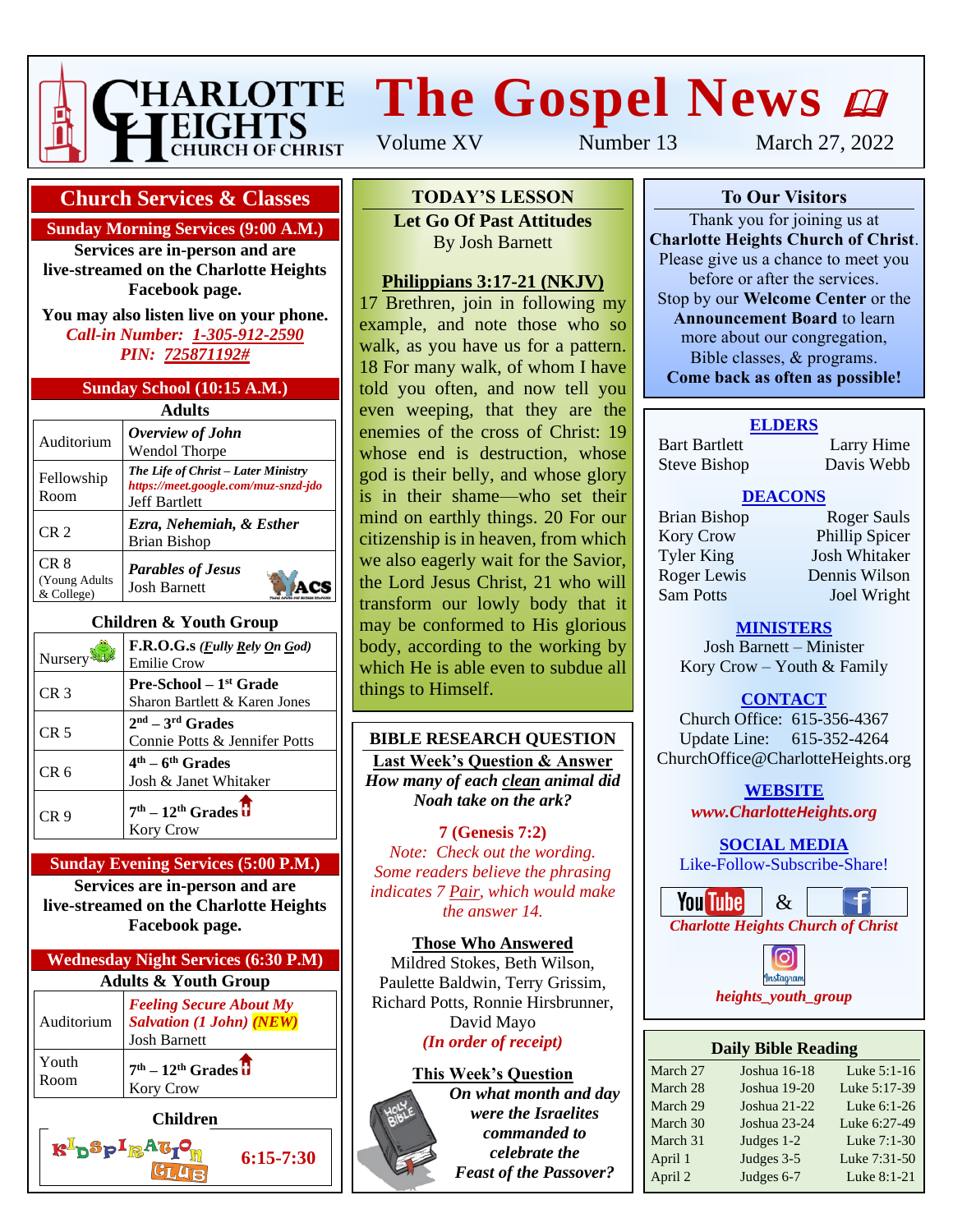# Charlotte Heights Church of Christ

# The Gospel News

Volume XV | Number 13 | March 27, 2022

## Church Services & Classes

### Sunday Morning Services (9:00 A.M.)

**Services are in-person and are live-streamed on the Charlotte Heights Facebook page.**

**You may also listen live on your phone.**
***Call-in Number: 1-305-912-2590***
***PIN: 725871192#***

### Sunday School (10:15 A.M.)

**Adults**

| Room | Class |
|---|---|
| Auditorium | ***Overview of John*** Wendol Thorpe |
| Fellowship Room | ***The Life of Christ – Later Ministry*** *https://meet.google.com/muz-snzd-jdo* Jeff Bartlett |
| CR 2 | ***Ezra, Nehemiah, & Esther*** Brian Bishop |
| CR 8 (Young Adults & College) | ***Parables of Jesus*** Josh Barnett |

**Children & Youth Group**

| Room | Class |
|---|---|
| Nursery | **F.R.O.G.s** ***(Fully Rely On God)*** Emilie Crow |
| CR 3 | **Pre-School – 1st Grade** Sharon Bartlett & Karen Jones |
| CR 5 | **2nd – 3rd Grades** Connie Potts & Jennifer Potts |
| CR 6 | **4th – 6th Grades** Josh & Janet Whitaker |
| CR 9 | **7th – 12th Grades** Kory Crow |

### Sunday Evening Services (5:00 P.M.)

**Services are in-person and are live-streamed on the Charlotte Heights Facebook page.**

### Wednesday Night Services (6:30 P.M)

**Adults & Youth Group**

| Room | Class |
|---|---|
| Auditorium | ***Feeling Secure About My Salvation (1 John) (NEW)*** Josh Barnett |
| Youth Room | **7th – 12th Grades** Kory Crow |

**Children**

Kidspiration Club **6:15-7:30**

## TODAY'S LESSON

**Let Go Of Past Attitudes**
By Josh Barnett

**Philippians 3:17-21 (NKJV)**

17 Brethren, join in following my example, and note those who so walk, as you have us for a pattern. 18 For many walk, of whom I have told you often, and now tell you even weeping, that they are the enemies of the cross of Christ: 19 whose end is destruction, whose god is their belly, and whose glory is in their shame—who set their mind on earthly things. 20 For our citizenship is in heaven, from which we also eagerly wait for the Savior, the Lord Jesus Christ, 21 who will transform our lowly body that it may be conformed to His glorious body, according to the working by which He is able even to subdue all things to Himself.

## BIBLE RESEARCH QUESTION

**Last Week's Question & Answer**

***How many of each clean animal did Noah take on the ark?***

**7 (Genesis 7:2)**

*Note: Check out the wording. Some readers believe the phrasing indicates 7 Pair, which would make the answer 14.*

**Those Who Answered**

Mildred Stokes, Beth Wilson, Paulette Baldwin, Terry Grissim, Richard Potts, Ronnie Hirsbrunner, David Mayo

***(In order of receipt)***

**This Week's Question**

***On what month and day were the Israelites commanded to celebrate the Feast of the Passover?***

## To Our Visitors

Thank you for joining us at **Charlotte Heights Church of Christ**. Please give us a chance to meet you before or after the services. Stop by our **Welcome Center** or the **Announcement Board** to learn more about our congregation, Bible classes, & programs.
**Come back as often as possible!**

### ELDERS

Bart Bartlett, Larry Hime, Steve Bishop, Davis Webb

### DEACONS

Brian Bishop, Roger Sauls, Kory Crow, Phillip Spicer, Tyler King, Josh Whitaker, Roger Lewis, Dennis Wilson, Sam Potts, Joel Wright

### MINISTERS

Josh Barnett – Minister
Kory Crow – Youth & Family

### CONTACT

Church Office: 615-356-4367
Update Line: 615-352-4264
ChurchOffice@CharlotteHeights.org

### WEBSITE

***www.CharlotteHeights.org***

### SOCIAL MEDIA

Like-Follow-Subscribe-Share!

YouTube & Facebook
***Charlotte Heights Church of Christ***

Instagram
***heights_youth_group***

## Daily Bible Reading

| Date | Old Testament | New Testament |
|---|---|---|
| March 27 | Joshua 16-18 | Luke 5:1-16 |
| March 28 | Joshua 19-20 | Luke 5:17-39 |
| March 29 | Joshua 21-22 | Luke 6:1-26 |
| March 30 | Joshua 23-24 | Luke 6:27-49 |
| March 31 | Judges 1-2 | Luke 7:1-30 |
| April 1 | Judges 3-5 | Luke 7:31-50 |
| April 2 | Judges 6-7 | Luke 8:1-21 |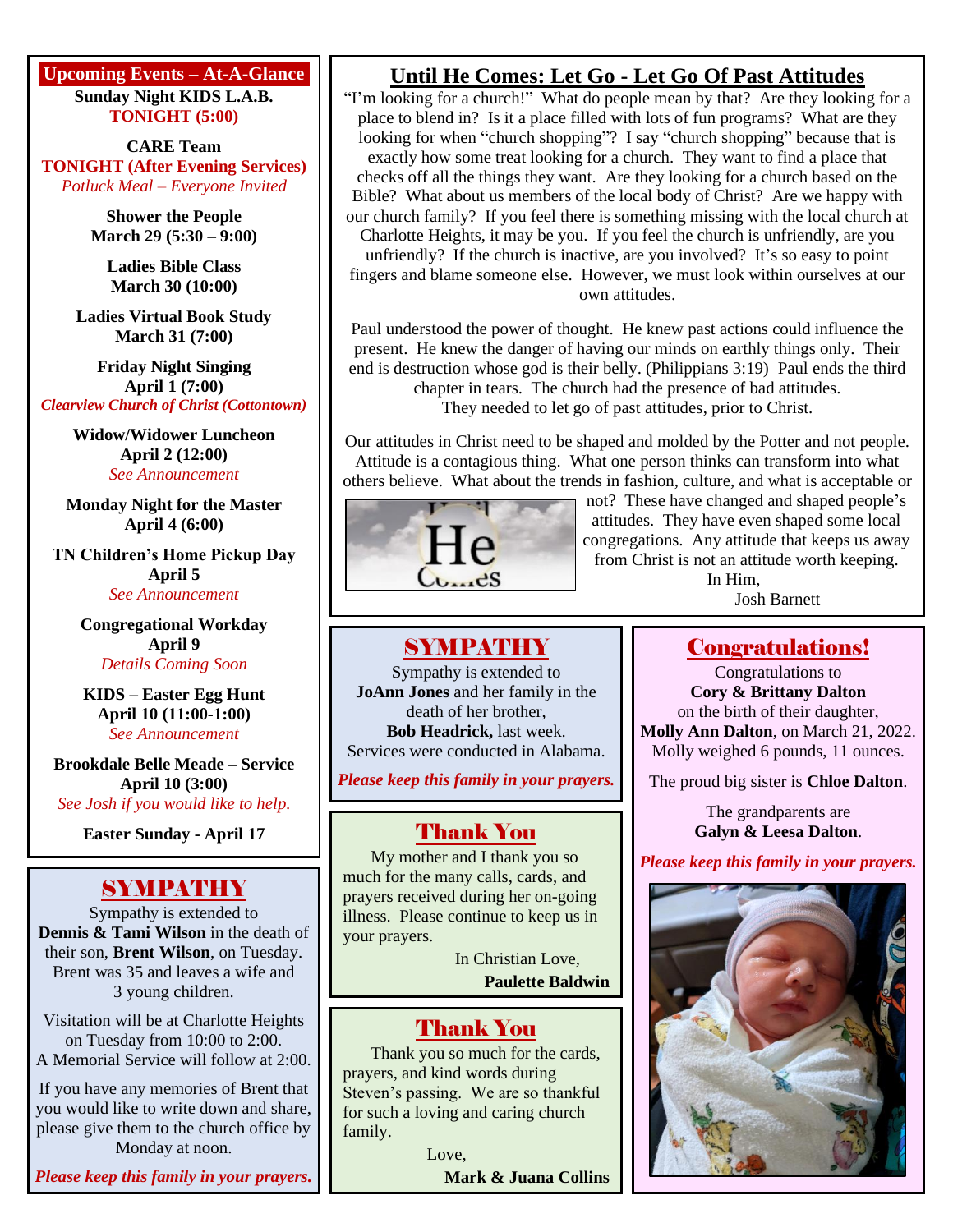## Upcoming Events – At-A-Glance

**Sunday Night KIDS L.A.B.**
**TONIGHT (5:00)**

**CARE Team**
**TONIGHT (After Evening Services)**
*Potluck Meal – Everyone Invited*

**Shower the People**
**March 29 (5:30 – 9:00)**

**Ladies Bible Class**
**March 30 (10:00)**

**Ladies Virtual Book Study**
**March 31 (7:00)**

**Friday Night Singing**
**April 1 (7:00)**
***Clearview Church of Christ (Cottontown)***

**Widow/Widower Luncheon**
**April 2 (12:00)**
*See Announcement*

**Monday Night for the Master**
**April 4 (6:00)**

**TN Children's Home Pickup Day**
**April 5**
*See Announcement*

**Congregational Workday**
**April 9**
*Details Coming Soon*

**KIDS – Easter Egg Hunt**
**April 10 (11:00-1:00)**
*See Announcement*

**Brookdale Belle Meade – Service**
**April 10 (3:00)**
*See Josh if you would like to help.*

**Easter Sunday - April 17**

## SYMPATHY

Sympathy is extended to **Dennis & Tami Wilson** in the death of their son, **Brent Wilson**, on Tuesday. Brent was 35 and leaves a wife and 3 young children.

Visitation will be at Charlotte Heights on Tuesday from 10:00 to 2:00. A Memorial Service will follow at 2:00.

If you have any memories of Brent that you would like to write down and share, please give them to the church office by Monday at noon.

***Please keep this family in your prayers.***

## Until He Comes: Let Go - Let Go Of Past Attitudes

"I'm looking for a church!" What do people mean by that? Are they looking for a place to blend in? Is it a place filled with lots of fun programs? What are they looking for when "church shopping"? I say "church shopping" because that is exactly how some treat looking for a church. They want to find a place that checks off all the things they want. Are they looking for a church based on the Bible? What about us members of the local body of Christ? Are we happy with our church family? If you feel there is something missing with the local church at Charlotte Heights, it may be you. If you feel the church is unfriendly, are you unfriendly? If the church is inactive, are you involved? It's so easy to point fingers and blame someone else. However, we must look within ourselves at our own attitudes.

Paul understood the power of thought. He knew past actions could influence the present. He knew the danger of having our minds on earthly things only. Their end is destruction whose god is their belly. (Philippians 3:19) Paul ends the third chapter in tears. The church had the presence of bad attitudes. They needed to let go of past attitudes, prior to Christ.

Our attitudes in Christ need to be shaped and molded by the Potter and not people. Attitude is a contagious thing. What one person thinks can transform into what others believe. What about the trends in fashion, culture, and what is acceptable or not? These have changed and shaped people's attitudes. They have even shaped some local congregations. Any attitude that keeps us away from Christ is not an attitude worth keeping.

In Him,
Josh Barnett

## SYMPATHY

Sympathy is extended to **JoAnn Jones** and her family in the death of her brother, **Bob Headrick,** last week. Services were conducted in Alabama.

***Please keep this family in your prayers.***

## Thank You

My mother and I thank you so much for the many calls, cards, and prayers received during her on-going illness. Please continue to keep us in your prayers.

In Christian Love,
**Paulette Baldwin**

## Thank You

Thank you so much for the cards, prayers, and kind words during Steven's passing. We are so thankful for such a loving and caring church family.

Love,
**Mark & Juana Collins**

## Congratulations!

Congratulations to **Cory & Brittany Dalton** on the birth of their daughter, **Molly Ann Dalton**, on March 21, 2022. Molly weighed 6 pounds, 11 ounces.

The proud big sister is **Chloe Dalton**.

The grandparents are **Galyn & Leesa Dalton**.

***Please keep this family in your prayers.***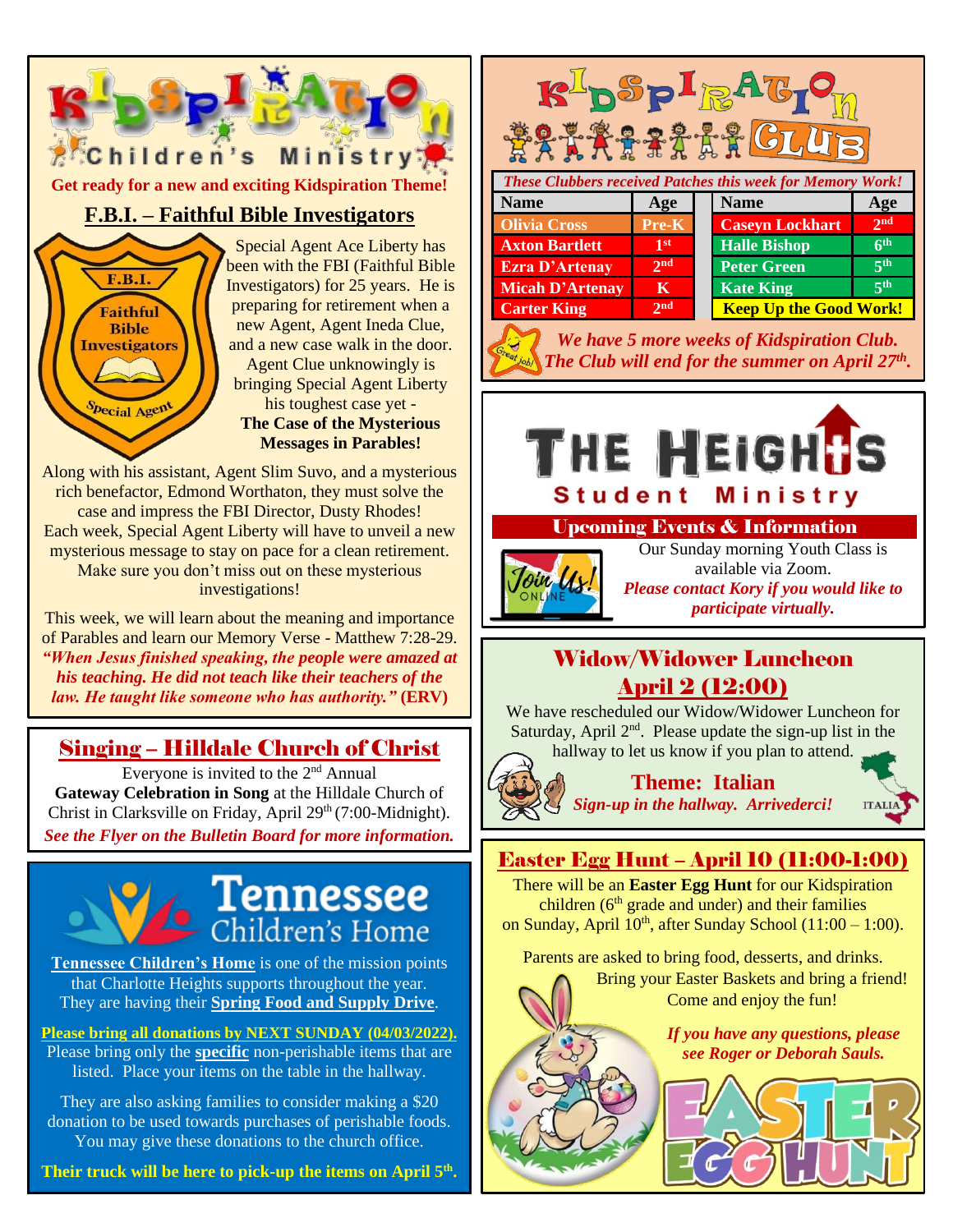# Kidspiration Children's Ministry

**Get ready for a new and exciting Kidspiration Theme!**

## F.B.I. – Faithful Bible Investigators

F.B.I. Faithful Bible Investigators Special Agent

Special Agent Ace Liberty has been with the FBI (Faithful Bible Investigators) for 25 years. He is preparing for retirement when a new Agent, Agent Ineda Clue, and a new case walk in the door. Agent Clue unknowingly is bringing Special Agent Liberty his toughest case yet - **The Case of the Mysterious Messages in Parables!**

Along with his assistant, Agent Slim Suvo, and a mysterious rich benefactor, Edmond Worthaton, they must solve the case and impress the FBI Director, Dusty Rhodes! Each week, Special Agent Liberty will have to unveil a new mysterious message to stay on pace for a clean retirement. Make sure you don't miss out on these mysterious investigations!

This week, we will learn about the meaning and importance of Parables and learn our Memory Verse - Matthew 7:28-29. ***"When Jesus finished speaking, the people were amazed at his teaching. He did not teach like their teachers of the law. He taught like someone who has authority."*** **(ERV)**

## Singing – Hilldale Church of Christ

Everyone is invited to the 2nd Annual **Gateway Celebration in Song** at the Hilldale Church of Christ in Clarksville on Friday, April 29th (7:00-Midnight). ***See the Flyer on the Bulletin Board for more information.***

## Tennessee Children's Home

**Tennessee Children's Home** is one of the mission points that Charlotte Heights supports throughout the year. They are having their **Spring Food and Supply Drive**.

**Please bring all donations by NEXT SUNDAY (04/03/2022).** Please bring only the **specific** non-perishable items that are listed. Place your items on the table in the hallway.

They are also asking families to consider making a $20 donation to be used towards purchases of perishable foods. You may give these donations to the church office.

**Their truck will be here to pick-up the items on April 5th.**

# Kidspiration Club

***These Clubbers received Patches this week for Memory Work!***

| Name | Age | Name | Age |
|---|---|---|---|
| Olivia Cross | Pre-K | Caseyn Lockhart | 2nd |
| Axton Bartlett | 1st | Halle Bishop | 6th |
| Ezra D'Artenay | 2nd | Peter Green | 5th |
| Micah D'Artenay | K | Kate King | 5th |
| Carter King | 2nd | **Keep Up the Good Work!** | |

***We have 5 more weeks of Kidspiration Club. The Club will end for the summer on April 27th.***

# The Heights Student Ministry

## Upcoming Events & Information

Our Sunday morning Youth Class is available via Zoom. ***Please contact Kory if you would like to participate virtually.***

## Widow/Widower Luncheon April 2 (12:00)

We have rescheduled our Widow/Widower Luncheon for Saturday, April 2nd. Please update the sign-up list in the hallway to let us know if you plan to attend.

**Theme: Italian**

***Sign-up in the hallway. Arrivederci!***

## Easter Egg Hunt – April 10 (11:00-1:00)

There will be an **Easter Egg Hunt** for our Kidspiration children (6th grade and under) and their families on Sunday, April 10th, after Sunday School (11:00 – 1:00).

Parents are asked to bring food, desserts, and drinks. Bring your Easter Baskets and bring a friend! Come and enjoy the fun!

***If you have any questions, please see Roger or Deborah Sauls.***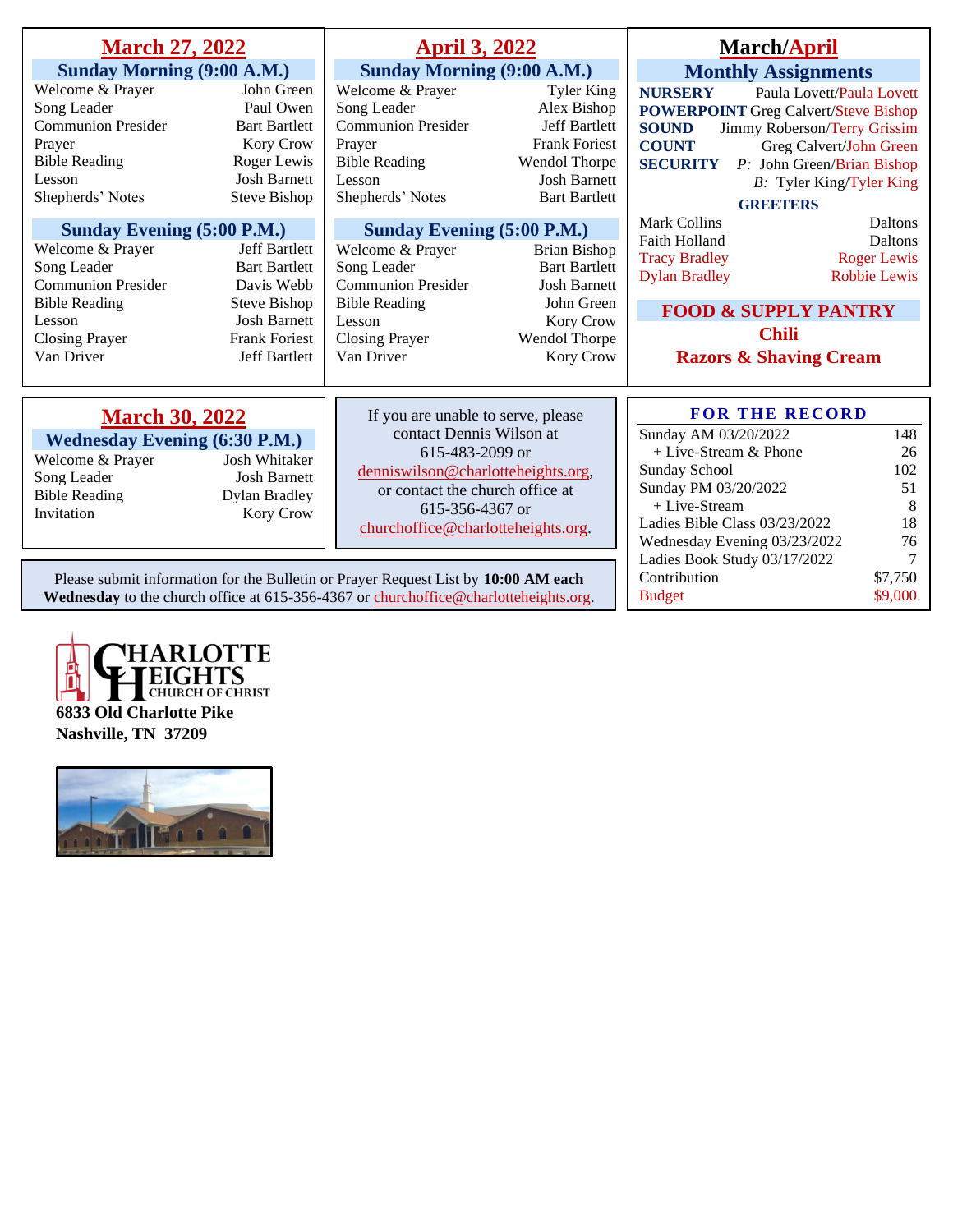## March 27, 2022

### Sunday Morning (9:00 A.M.)

| | |
|---|---|
| Welcome & Prayer | John Green |
| Song Leader | Paul Owen |
| Communion Presider | Bart Bartlett |
| Prayer | Kory Crow |
| Bible Reading | Roger Lewis |
| Lesson | Josh Barnett |
| Shepherds' Notes | Steve Bishop |

### Sunday Evening (5:00 P.M.)

| | |
|---|---|
| Welcome & Prayer | Jeff Bartlett |
| Song Leader | Bart Bartlett |
| Communion Presider | Davis Webb |
| Bible Reading | Steve Bishop |
| Lesson | Josh Barnett |
| Closing Prayer | Frank Foriest |
| Van Driver | Jeff Bartlett |

## April 3, 2022

### Sunday Morning (9:00 A.M.)

| | |
|---|---|
| Welcome & Prayer | Tyler King |
| Song Leader | Alex Bishop |
| Communion Presider | Jeff Bartlett |
| Prayer | Frank Foriest |
| Bible Reading | Wendol Thorpe |
| Lesson | Josh Barnett |
| Shepherds' Notes | Bart Bartlett |

### Sunday Evening (5:00 P.M.)

| | |
|---|---|
| Welcome & Prayer | Brian Bishop |
| Song Leader | Bart Bartlett |
| Communion Presider | Josh Barnett |
| Bible Reading | John Green |
| Lesson | Kory Crow |
| Closing Prayer | Wendol Thorpe |
| Van Driver | Kory Crow |

## March/April

### Monthly Assignments

| | |
|---|---|
| **NURSERY** | Paula Lovett/Paula Lovett |
| **POWERPOINT** | Greg Calvert/Steve Bishop |
| **SOUND** | Jimmy Roberson/Terry Grissim |
| **COUNT** | Greg Calvert/John Green |
| **SECURITY** | *P:* John Green/Brian Bishop |
| | *B:* Tyler King/Tyler King |

**GREETERS**

| | |
|---|---|
| Mark Collins | Daltons |
| Faith Holland | Daltons |
| Tracy Bradley | Roger Lewis |
| Dylan Bradley | Robbie Lewis |

### FOOD & SUPPLY PANTRY

**Chili**

**Razors & Shaving Cream**

## March 30, 2022

### Wednesday Evening (6:30 P.M.)

| | |
|---|---|
| Welcome & Prayer | Josh Whitaker |
| Song Leader | Josh Barnett |
| Bible Reading | Dylan Bradley |
| Invitation | Kory Crow |

If you are unable to serve, please contact Dennis Wilson at 615-483-2099 or denniswilson@charlotteheights.org, or contact the church office at 615-356-4367 or churchoffice@charlotteheights.org.

Please submit information for the Bulletin or Prayer Request List by **10:00 AM each Wednesday** to the church office at 615-356-4367 or churchoffice@charlotteheights.org.

### FOR THE RECORD

| | |
|---|---|
| Sunday AM 03/20/2022 | 148 |
| + Live-Stream & Phone | 26 |
| Sunday School | 102 |
| Sunday PM 03/20/2022 | 51 |
| + Live-Stream | 8 |
| Ladies Bible Class 03/23/2022 | 18 |
| Wednesday Evening 03/23/2022 | 76 |
| Ladies Book Study 03/17/2022 | 7 |
| Contribution | $7,750 |
| Budget | $9,000 |

CHARLOTTE HEIGHTS CHURCH OF CHRIST

**6833 Old Charlotte Pike**
**Nashville, TN 37209**